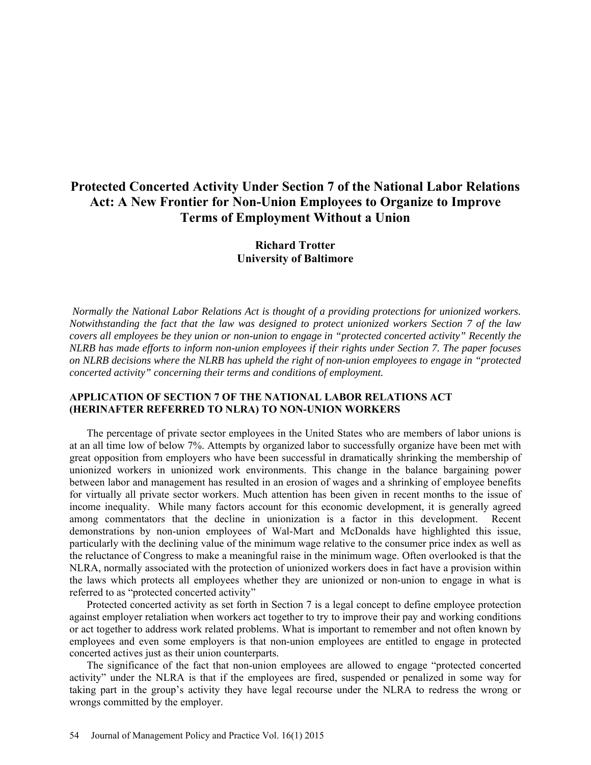# Protected Concerted Activity Under Section 7 of the National Labor Relations Act: A New Frontier for Non-Union Employees to Organize to Improve Terms of Employment Without a Union

**Richard Trotter**
**University of Baltimore**

*Normally the National Labor Relations Act is thought of a providing protections for unionized workers. Notwithstanding the fact that the law was designed to protect unionized workers Section 7 of the law covers all employees be they union or non-union to engage in "protected concerted activity" Recently the NLRB has made efforts to inform non-union employees if their rights under Section 7. The paper focuses on NLRB decisions where the NLRB has upheld the right of non-union employees to engage in "protected concerted activity" concerning their terms and conditions of employment.*

## APPLICATION OF SECTION 7 OF THE NATIONAL LABOR RELATIONS ACT (HERINAFTER REFERRED TO NLRA) TO NON-UNION WORKERS

The percentage of private sector employees in the United States who are members of labor unions is at an all time low of below 7%. Attempts by organized labor to successfully organize have been met with great opposition from employers who have been successful in dramatically shrinking the membership of unionized workers in unionized work environments. This change in the balance bargaining power between labor and management has resulted in an erosion of wages and a shrinking of employee benefits for virtually all private sector workers. Much attention has been given in recent months to the issue of income inequality. While many factors account for this economic development, it is generally agreed among commentators that the decline in unionization is a factor in this development. Recent demonstrations by non-union employees of Wal-Mart and McDonalds have highlighted this issue, particularly with the declining value of the minimum wage relative to the consumer price index as well as the reluctance of Congress to make a meaningful raise in the minimum wage. Often overlooked is that the NLRA, normally associated with the protection of unionized workers does in fact have a provision within the laws which protects all employees whether they are unionized or non-union to engage in what is referred to as "protected concerted activity"

Protected concerted activity as set forth in Section 7 is a legal concept to define employee protection against employer retaliation when workers act together to try to improve their pay and working conditions or act together to address work related problems. What is important to remember and not often known by employees and even some employers is that non-union employees are entitled to engage in protected concerted actives just as their union counterparts.

The significance of the fact that non-union employees are allowed to engage "protected concerted activity" under the NLRA is that if the employees are fired, suspended or penalized in some way for taking part in the group's activity they have legal recourse under the NLRA to redress the wrong or wrongs committed by the employer.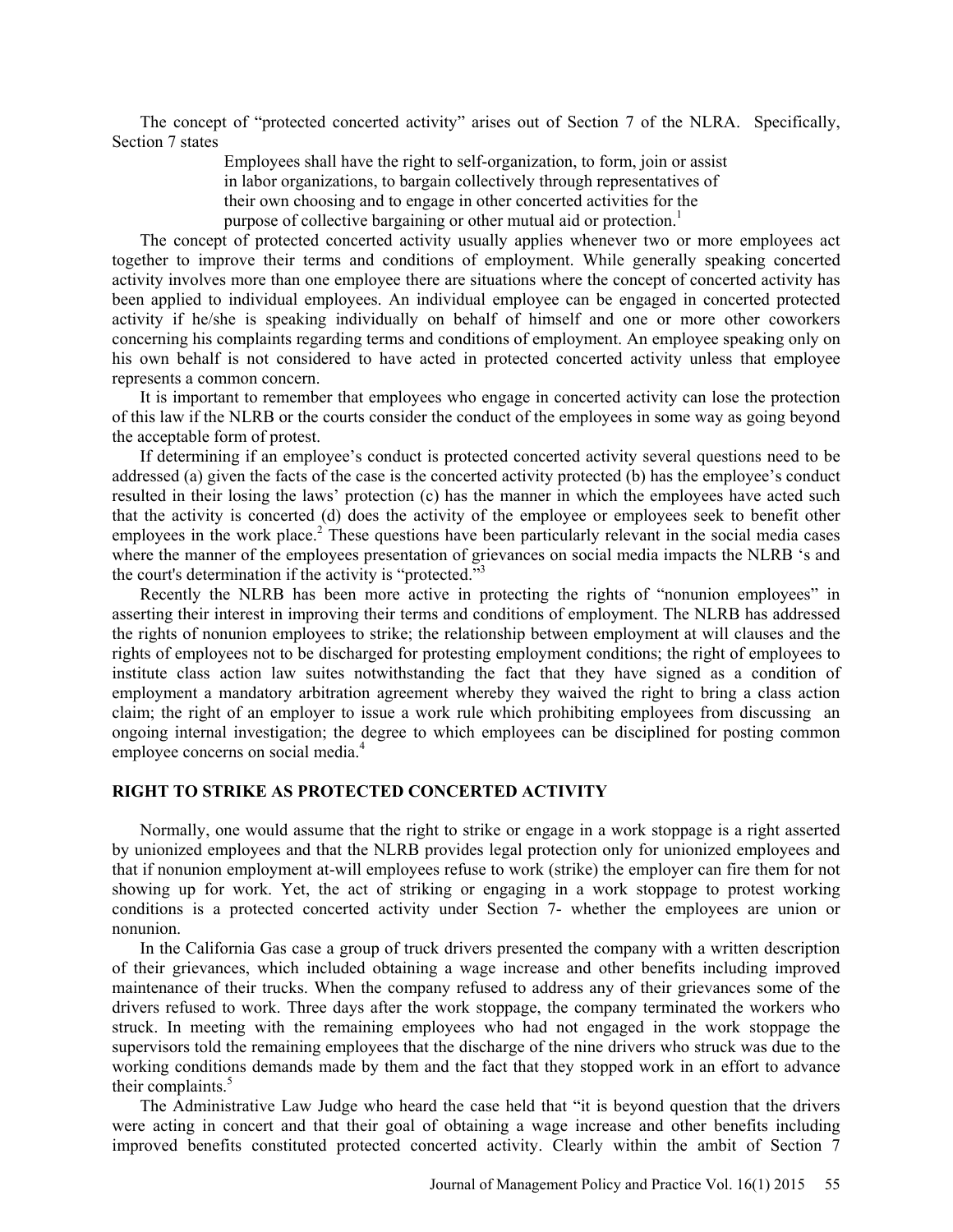The concept of "protected concerted activity" arises out of Section 7 of the NLRA. Specifically, Section 7 states

> Employees shall have the right to self-organization, to form, join or assist in labor organizations, to bargain collectively through representatives of their own choosing and to engage in other concerted activities for the purpose of collective bargaining or other mutual aid or protection.[1]

The concept of protected concerted activity usually applies whenever two or more employees act together to improve their terms and conditions of employment. While generally speaking concerted activity involves more than one employee there are situations where the concept of concerted activity has been applied to individual employees. An individual employee can be engaged in concerted protected activity if he/she is speaking individually on behalf of himself and one or more other coworkers concerning his complaints regarding terms and conditions of employment. An employee speaking only on his own behalf is not considered to have acted in protected concerted activity unless that employee represents a common concern.

It is important to remember that employees who engage in concerted activity can lose the protection of this law if the NLRB or the courts consider the conduct of the employees in some way as going beyond the acceptable form of protest.

If determining if an employee's conduct is protected concerted activity several questions need to be addressed (a) given the facts of the case is the concerted activity protected (b) has the employee's conduct resulted in their losing the laws' protection (c) has the manner in which the employees have acted such that the activity is concerted (d) does the activity of the employee or employees seek to benefit other employees in the work place.[2] These questions have been particularly relevant in the social media cases where the manner of the employees presentation of grievances on social media impacts the NLRB 's and the court's determination if the activity is "protected."[3]

Recently the NLRB has been more active in protecting the rights of "nonunion employees" in asserting their interest in improving their terms and conditions of employment. The NLRB has addressed the rights of nonunion employees to strike; the relationship between employment at will clauses and the rights of employees not to be discharged for protesting employment conditions; the right of employees to institute class action law suites notwithstanding the fact that they have signed as a condition of employment a mandatory arbitration agreement whereby they waived the right to bring a class action claim; the right of an employer to issue a work rule which prohibiting employees from discussing an ongoing internal investigation; the degree to which employees can be disciplined for posting common employee concerns on social media.[4]

## RIGHT TO STRIKE AS PROTECTED CONCERTED ACTIVITY

Normally, one would assume that the right to strike or engage in a work stoppage is a right asserted by unionized employees and that the NLRB provides legal protection only for unionized employees and that if nonunion employment at-will employees refuse to work (strike) the employer can fire them for not showing up for work. Yet, the act of striking or engaging in a work stoppage to protest working conditions is a protected concerted activity under Section 7- whether the employees are union or nonunion.

In the California Gas case a group of truck drivers presented the company with a written description of their grievances, which included obtaining a wage increase and other benefits including improved maintenance of their trucks. When the company refused to address any of their grievances some of the drivers refused to work. Three days after the work stoppage, the company terminated the workers who struck. In meeting with the remaining employees who had not engaged in the work stoppage the supervisors told the remaining employees that the discharge of the nine drivers who struck was due to the working conditions demands made by them and the fact that they stopped work in an effort to advance their complaints.[5]

The Administrative Law Judge who heard the case held that "it is beyond question that the drivers were acting in concert and that their goal of obtaining a wage increase and other benefits including improved benefits constituted protected concerted activity. Clearly within the ambit of Section 7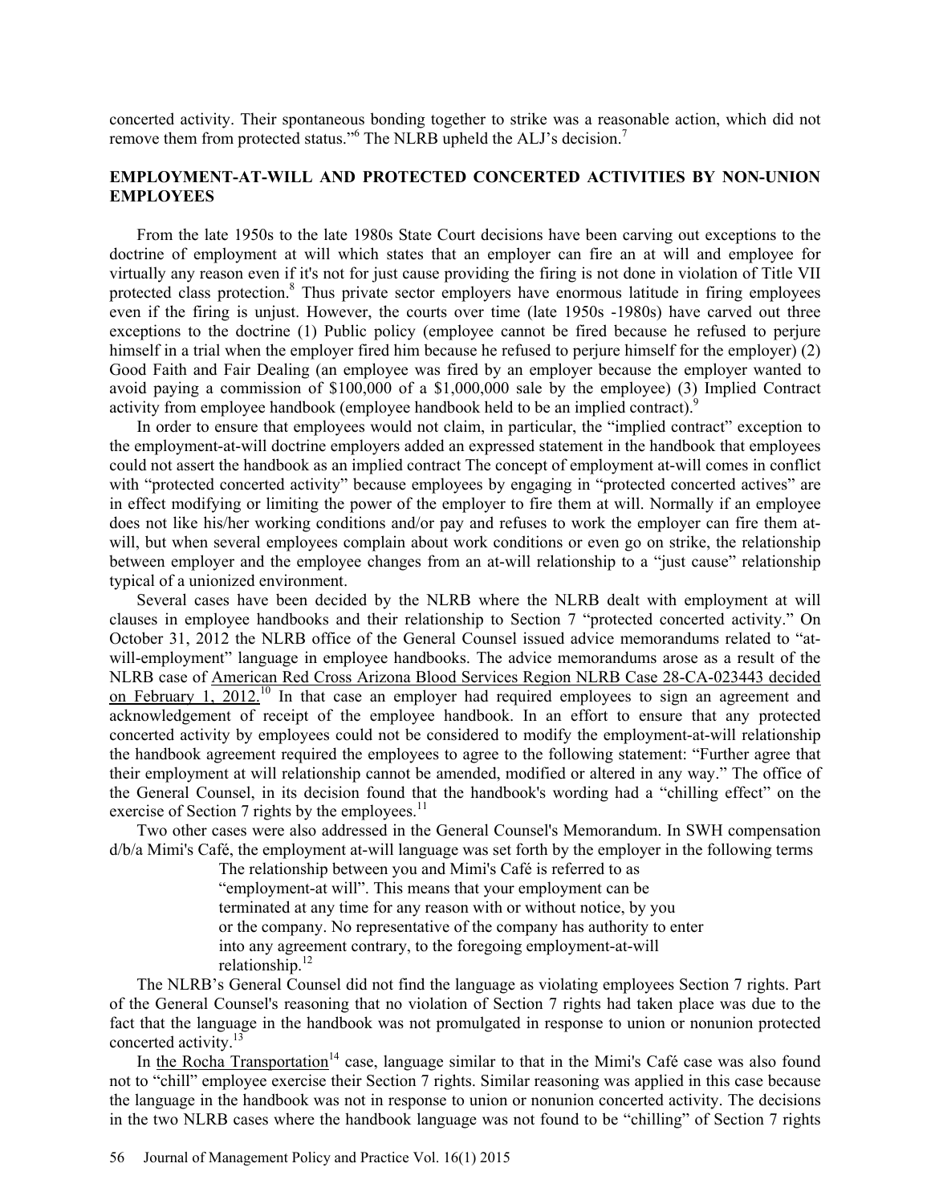concerted activity. Their spontaneous bonding together to strike was a reasonable action, which did not remove them from protected status."[6] The NLRB upheld the ALJ's decision.[7]

## EMPLOYMENT-AT-WILL AND PROTECTED CONCERTED ACTIVITIES BY NON-UNION EMPLOYEES

From the late 1950s to the late 1980s State Court decisions have been carving out exceptions to the doctrine of employment at will which states that an employer can fire an at will and employee for virtually any reason even if it's not for just cause providing the firing is not done in violation of Title VII protected class protection.[8] Thus private sector employers have enormous latitude in firing employees even if the firing is unjust. However, the courts over time (late 1950s -1980s) have carved out three exceptions to the doctrine (1) Public policy (employee cannot be fired because he refused to perjure himself in a trial when the employer fired him because he refused to perjure himself for the employer) (2) Good Faith and Fair Dealing (an employee was fired by an employer because the employer wanted to avoid paying a commission of $100,000 of a $1,000,000 sale by the employee) (3) Implied Contract activity from employee handbook (employee handbook held to be an implied contract).[9]

In order to ensure that employees would not claim, in particular, the "implied contract" exception to the employment-at-will doctrine employers added an expressed statement in the handbook that employees could not assert the handbook as an implied contract The concept of employment at-will comes in conflict with "protected concerted activity" because employees by engaging in "protected concerted actives" are in effect modifying or limiting the power of the employer to fire them at will. Normally if an employee does not like his/her working conditions and/or pay and refuses to work the employer can fire them at-will, but when several employees complain about work conditions or even go on strike, the relationship between employer and the employee changes from an at-will relationship to a "just cause" relationship typical of a unionized environment.

Several cases have been decided by the NLRB where the NLRB dealt with employment at will clauses in employee handbooks and their relationship to Section 7 "protected concerted activity." On October 31, 2012 the NLRB office of the General Counsel issued advice memorandums related to "at-will-employment" language in employee handbooks. The advice memorandums arose as a result of the NLRB case of American Red Cross Arizona Blood Services Region NLRB Case 28-CA-023443 decided on February 1, 2012.[10] In that case an employer had required employees to sign an agreement and acknowledgement of receipt of the employee handbook. In an effort to ensure that any protected concerted activity by employees could not be considered to modify the employment-at-will relationship the handbook agreement required the employees to agree to the following statement: "Further agree that their employment at will relationship cannot be amended, modified or altered in any way." The office of the General Counsel, in its decision found that the handbook's wording had a "chilling effect" on the exercise of Section 7 rights by the employees.[11]

Two other cases were also addressed in the General Counsel's Memorandum. In SWH compensation d/b/a Mimi's Café, the employment at-will language was set forth by the employer in the following terms

> The relationship between you and Mimi's Café is referred to as "employment-at will". This means that your employment can be terminated at any time for any reason with or without notice, by you or the company. No representative of the company has authority to enter into any agreement contrary, to the foregoing employment-at-will relationship.[12]

The NLRB's General Counsel did not find the language as violating employees Section 7 rights. Part of the General Counsel's reasoning that no violation of Section 7 rights had taken place was due to the fact that the language in the handbook was not promulgated in response to union or nonunion protected concerted activity.[13]

In the Rocha Transportation[14] case, language similar to that in the Mimi's Café case was also found not to "chill" employee exercise their Section 7 rights. Similar reasoning was applied in this case because the language in the handbook was not in response to union or nonunion concerted activity. The decisions in the two NLRB cases where the handbook language was not found to be "chilling" of Section 7 rights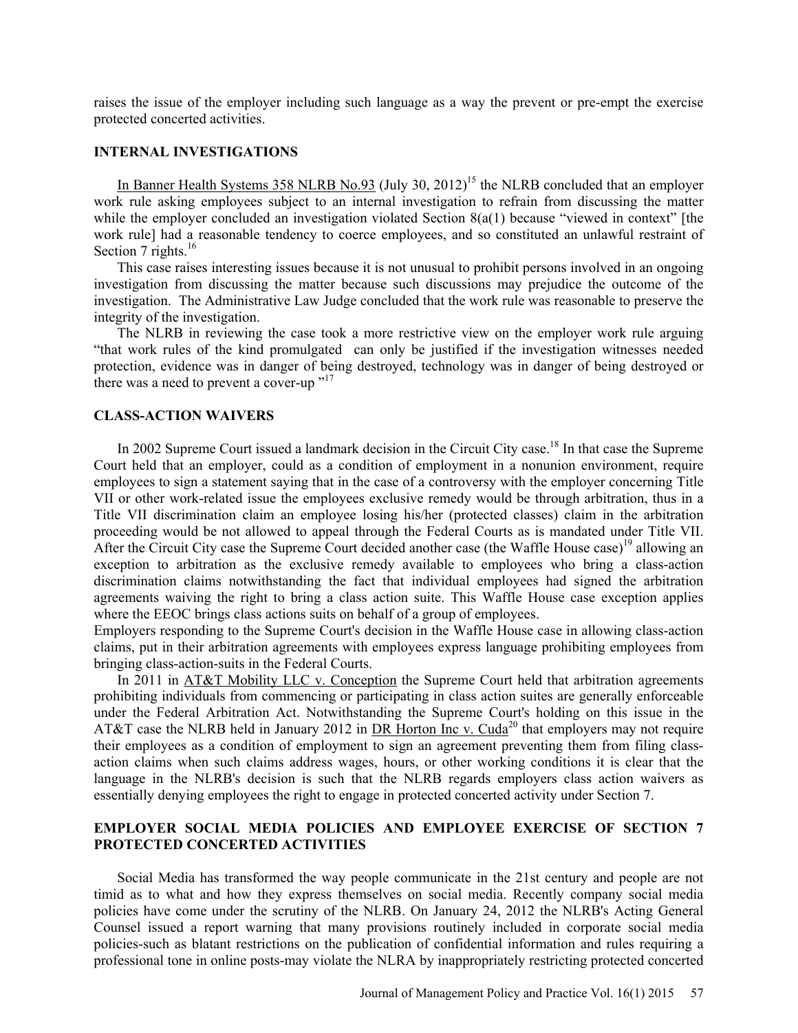raises the issue of the employer including such language as a way the prevent or pre-empt the exercise protected concerted activities.

## INTERNAL INVESTIGATIONS

In Banner Health Systems 358 NLRB No.93 (July 30, 2012)[15] the NLRB concluded that an employer work rule asking employees subject to an internal investigation to refrain from discussing the matter while the employer concluded an investigation violated Section 8(a(1) because "viewed in context" [the work rule] had a reasonable tendency to coerce employees, and so constituted an unlawful restraint of Section 7 rights.[16]

This case raises interesting issues because it is not unusual to prohibit persons involved in an ongoing investigation from discussing the matter because such discussions may prejudice the outcome of the investigation. The Administrative Law Judge concluded that the work rule was reasonable to preserve the integrity of the investigation.

The NLRB in reviewing the case took a more restrictive view on the employer work rule arguing "that work rules of the kind promulgated can only be justified if the investigation witnesses needed protection, evidence was in danger of being destroyed, technology was in danger of being destroyed or there was a need to prevent a cover-up "[17]

## CLASS-ACTION WAIVERS

In 2002 Supreme Court issued a landmark decision in the Circuit City case.[18] In that case the Supreme Court held that an employer, could as a condition of employment in a nonunion environment, require employees to sign a statement saying that in the case of a controversy with the employer concerning Title VII or other work-related issue the employees exclusive remedy would be through arbitration, thus in a Title VII discrimination claim an employee losing his/her (protected classes) claim in the arbitration proceeding would be not allowed to appeal through the Federal Courts as is mandated under Title VII. After the Circuit City case the Supreme Court decided another case (the Waffle House case)[19] allowing an exception to arbitration as the exclusive remedy available to employees who bring a class-action discrimination claims notwithstanding the fact that individual employees had signed the arbitration agreements waiving the right to bring a class action suite. This Waffle House case exception applies where the EEOC brings class actions suits on behalf of a group of employees.

Employers responding to the Supreme Court's decision in the Waffle House case in allowing class-action claims, put in their arbitration agreements with employees express language prohibiting employees from bringing class-action-suits in the Federal Courts.

In 2011 in AT&T Mobility LLC v. Conception the Supreme Court held that arbitration agreements prohibiting individuals from commencing or participating in class action suites are generally enforceable under the Federal Arbitration Act. Notwithstanding the Supreme Court's holding on this issue in the AT&T case the NLRB held in January 2012 in DR Horton Inc v. Cuda[20] that employers may not require their employees as a condition of employment to sign an agreement preventing them from filing class-action claims when such claims address wages, hours, or other working conditions it is clear that the language in the NLRB's decision is such that the NLRB regards employers class action waivers as essentially denying employees the right to engage in protected concerted activity under Section 7.

## EMPLOYER SOCIAL MEDIA POLICIES AND EMPLOYEE EXERCISE OF SECTION 7 PROTECTED CONCERTED ACTIVITIES

Social Media has transformed the way people communicate in the 21st century and people are not timid as to what and how they express themselves on social media. Recently company social media policies have come under the scrutiny of the NLRB. On January 24, 2012 the NLRB's Acting General Counsel issued a report warning that many provisions routinely included in corporate social media policies-such as blatant restrictions on the publication of confidential information and rules requiring a professional tone in online posts-may violate the NLRA by inappropriately restricting protected concerted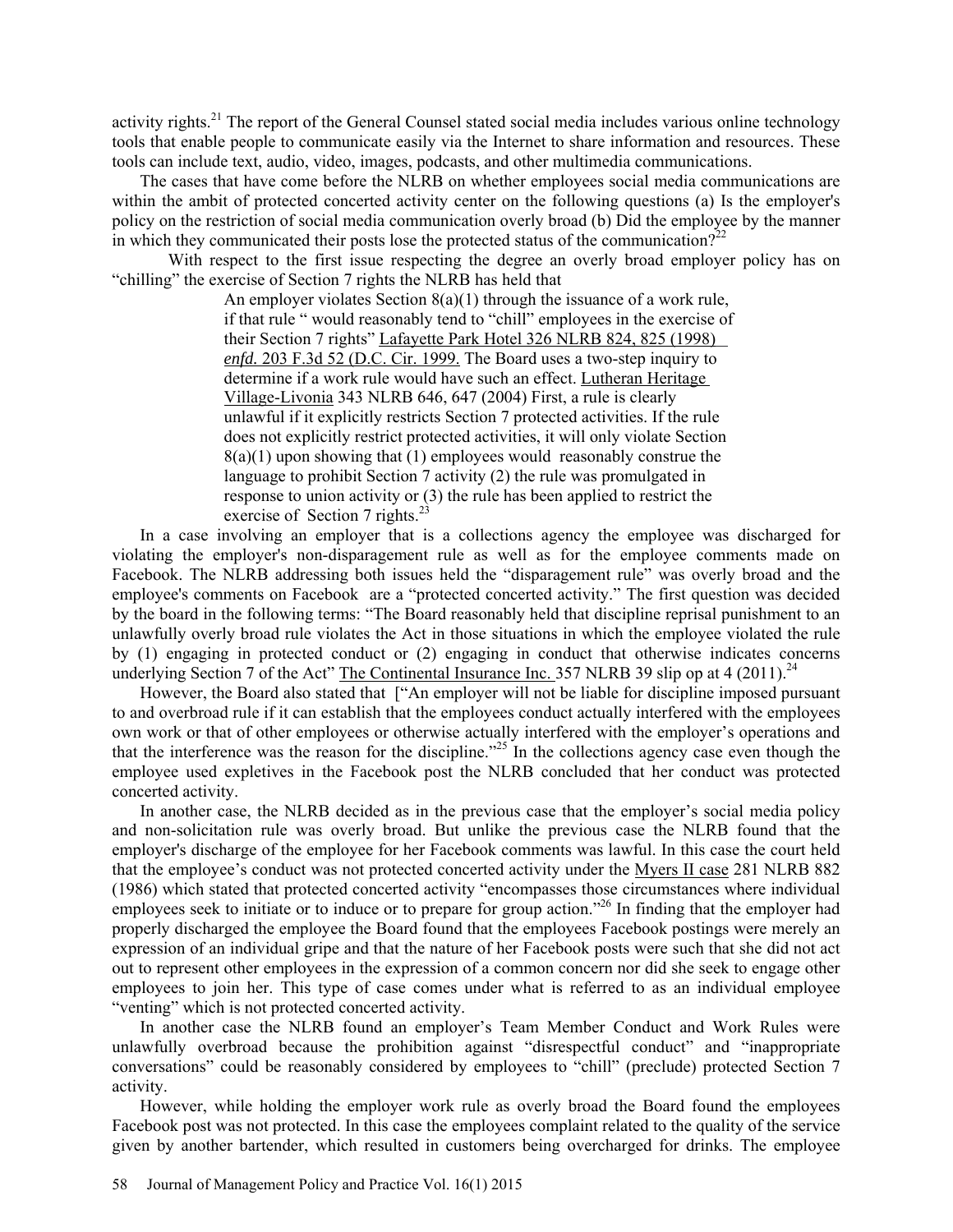activity rights.[21] The report of the General Counsel stated social media includes various online technology tools that enable people to communicate easily via the Internet to share information and resources. These tools can include text, audio, video, images, podcasts, and other multimedia communications.

The cases that have come before the NLRB on whether employees social media communications are within the ambit of protected concerted activity center on the following questions (a) Is the employer's policy on the restriction of social media communication overly broad (b) Did the employee by the manner in which they communicated their posts lose the protected status of the communication?[22]

With respect to the first issue respecting the degree an overly broad employer policy has on "chilling" the exercise of Section 7 rights the NLRB has held that

> An employer violates Section 8(a)(1) through the issuance of a work rule, if that rule " would reasonably tend to "chill" employees in the exercise of their Section 7 rights" Lafayette Park Hotel 326 NLRB 824, 825 (1998) *enfd.* 203 F.3d 52 (D.C. Cir. 1999. The Board uses a two-step inquiry to determine if a work rule would have such an effect. Lutheran Heritage Village-Livonia 343 NLRB 646, 647 (2004) First, a rule is clearly unlawful if it explicitly restricts Section 7 protected activities. If the rule does not explicitly restrict protected activities, it will only violate Section 8(a)(1) upon showing that (1) employees would reasonably construe the language to prohibit Section 7 activity (2) the rule was promulgated in response to union activity or (3) the rule has been applied to restrict the exercise of Section 7 rights.[23]

In a case involving an employer that is a collections agency the employee was discharged for violating the employer's non-disparagement rule as well as for the employee comments made on Facebook. The NLRB addressing both issues held the "disparagement rule" was overly broad and the employee's comments on Facebook are a "protected concerted activity." The first question was decided by the board in the following terms: "The Board reasonably held that discipline reprisal punishment to an unlawfully overly broad rule violates the Act in those situations in which the employee violated the rule by (1) engaging in protected conduct or (2) engaging in conduct that otherwise indicates concerns underlying Section 7 of the Act" The Continental Insurance Inc. 357 NLRB 39 slip op at 4 (2011).[24]

However, the Board also stated that ["An employer will not be liable for discipline imposed pursuant to and overbroad rule if it can establish that the employees conduct actually interfered with the employees own work or that of other employees or otherwise actually interfered with the employer's operations and that the interference was the reason for the discipline."[25] In the collections agency case even though the employee used expletives in the Facebook post the NLRB concluded that her conduct was protected concerted activity.

In another case, the NLRB decided as in the previous case that the employer's social media policy and non-solicitation rule was overly broad. But unlike the previous case the NLRB found that the employer's discharge of the employee for her Facebook comments was lawful. In this case the court held that the employee's conduct was not protected concerted activity under the Myers II case 281 NLRB 882 (1986) which stated that protected concerted activity "encompasses those circumstances where individual employees seek to initiate or to induce or to prepare for group action."[26] In finding that the employer had properly discharged the employee the Board found that the employees Facebook postings were merely an expression of an individual gripe and that the nature of her Facebook posts were such that she did not act out to represent other employees in the expression of a common concern nor did she seek to engage other employees to join her. This type of case comes under what is referred to as an individual employee "venting" which is not protected concerted activity.

In another case the NLRB found an employer's Team Member Conduct and Work Rules were unlawfully overbroad because the prohibition against "disrespectful conduct" and "inappropriate conversations" could be reasonably considered by employees to "chill" (preclude) protected Section 7 activity.

However, while holding the employer work rule as overly broad the Board found the employees Facebook post was not protected. In this case the employees complaint related to the quality of the service given by another bartender, which resulted in customers being overcharged for drinks. The employee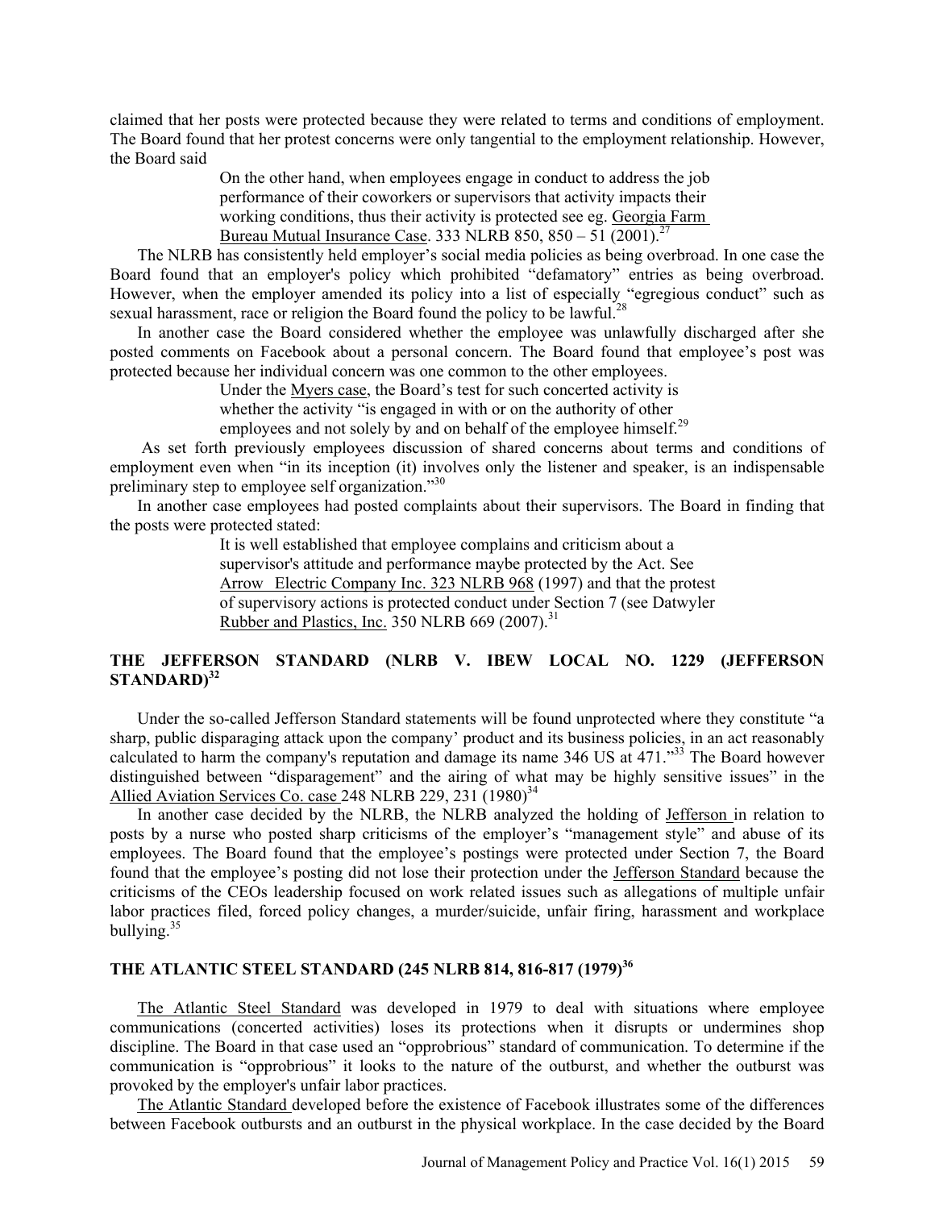claimed that her posts were protected because they were related to terms and conditions of employment. The Board found that her protest concerns were only tangential to the employment relationship. However, the Board said

> On the other hand, when employees engage in conduct to address the job performance of their coworkers or supervisors that activity impacts their working conditions, thus their activity is protected see eg. Georgia Farm Bureau Mutual Insurance Case. 333 NLRB 850, 850 – 51 (2001).[27]

The NLRB has consistently held employer's social media policies as being overbroad. In one case the Board found that an employer's policy which prohibited "defamatory" entries as being overbroad. However, when the employer amended its policy into a list of especially "egregious conduct" such as sexual harassment, race or religion the Board found the policy to be lawful.[28]

In another case the Board considered whether the employee was unlawfully discharged after she posted comments on Facebook about a personal concern. The Board found that employee's post was protected because her individual concern was one common to the other employees.

> Under the Myers case, the Board's test for such concerted activity is whether the activity "is engaged in with or on the authority of other employees and not solely by and on behalf of the employee himself.[29]

As set forth previously employees discussion of shared concerns about terms and conditions of employment even when "in its inception (it) involves only the listener and speaker, is an indispensable preliminary step to employee self organization."[30]

In another case employees had posted complaints about their supervisors. The Board in finding that the posts were protected stated:

> It is well established that employee complains and criticism about a supervisor's attitude and performance maybe protected by the Act. See Arrow Electric Company Inc. 323 NLRB 968 (1997) and that the protest of supervisory actions is protected conduct under Section 7 (see Datwyler Rubber and Plastics, Inc. 350 NLRB 669 (2007).[31]

## THE JEFFERSON STANDARD (NLRB V. IBEW LOCAL NO. 1229 (JEFFERSON STANDARD)[32]

Under the so-called Jefferson Standard statements will be found unprotected where they constitute "a sharp, public disparaging attack upon the company' product and its business policies, in an act reasonably calculated to harm the company's reputation and damage its name 346 US at 471."[33] The Board however distinguished between "disparagement" and the airing of what may be highly sensitive issues" in the Allied Aviation Services Co. case 248 NLRB 229, 231 (1980)[34]

In another case decided by the NLRB, the NLRB analyzed the holding of Jefferson in relation to posts by a nurse who posted sharp criticisms of the employer's "management style" and abuse of its employees. The Board found that the employee's postings were protected under Section 7, the Board found that the employee's posting did not lose their protection under the Jefferson Standard because the criticisms of the CEOs leadership focused on work related issues such as allegations of multiple unfair labor practices filed, forced policy changes, a murder/suicide, unfair firing, harassment and workplace bullying.[35]

## THE ATLANTIC STEEL STANDARD (245 NLRB 814, 816-817 (1979)[36]

The Atlantic Steel Standard was developed in 1979 to deal with situations where employee communications (concerted activities) loses its protections when it disrupts or undermines shop discipline. The Board in that case used an "opprobrious" standard of communication. To determine if the communication is "opprobrious" it looks to the nature of the outburst, and whether the outburst was provoked by the employer's unfair labor practices.

The Atlantic Standard developed before the existence of Facebook illustrates some of the differences between Facebook outbursts and an outburst in the physical workplace. In the case decided by the Board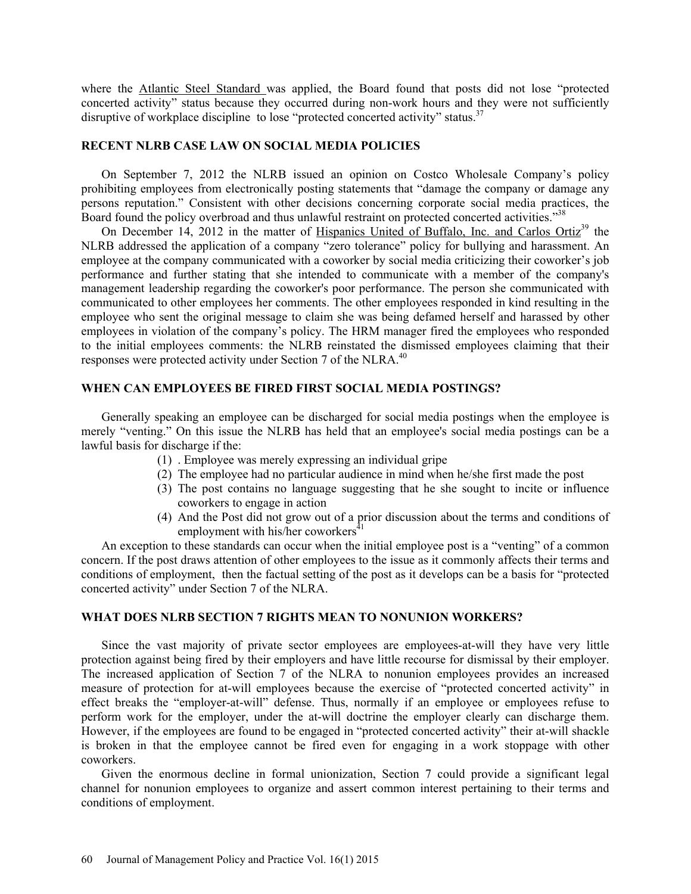where the Atlantic Steel Standard was applied, the Board found that posts did not lose "protected concerted activity" status because they occurred during non-work hours and they were not sufficiently disruptive of workplace discipline to lose "protected concerted activity" status.[37]

## RECENT NLRB CASE LAW ON SOCIAL MEDIA POLICIES

On September 7, 2012 the NLRB issued an opinion on Costco Wholesale Company's policy prohibiting employees from electronically posting statements that "damage the company or damage any persons reputation." Consistent with other decisions concerning corporate social media practices, the Board found the policy overbroad and thus unlawful restraint on protected concerted activities."[38]

On December 14, 2012 in the matter of Hispanics United of Buffalo, Inc. and Carlos Ortiz[39] the NLRB addressed the application of a company "zero tolerance" policy for bullying and harassment. An employee at the company communicated with a coworker by social media criticizing their coworker's job performance and further stating that she intended to communicate with a member of the company's management leadership regarding the coworker's poor performance. The person she communicated with communicated to other employees her comments. The other employees responded in kind resulting in the employee who sent the original message to claim she was being defamed herself and harassed by other employees in violation of the company's policy. The HRM manager fired the employees who responded to the initial employees comments: the NLRB reinstated the dismissed employees claiming that their responses were protected activity under Section 7 of the NLRA.[40]

## WHEN CAN EMPLOYEES BE FIRED FIRST SOCIAL MEDIA POSTINGS?

Generally speaking an employee can be discharged for social media postings when the employee is merely "venting." On this issue the NLRB has held that an employee's social media postings can be a lawful basis for discharge if the:

(1) . Employee was merely expressing an individual gripe
(2) The employee had no particular audience in mind when he/she first made the post
(3) The post contains no language suggesting that he she sought to incite or influence coworkers to engage in action
(4) And the Post did not grow out of a prior discussion about the terms and conditions of employment with his/her coworkers[41]

An exception to these standards can occur when the initial employee post is a "venting" of a common concern. If the post draws attention of other employees to the issue as it commonly affects their terms and conditions of employment, then the factual setting of the post as it develops can be a basis for "protected concerted activity" under Section 7 of the NLRA.

## WHAT DOES NLRB SECTION 7 RIGHTS MEAN TO NONUNION WORKERS?

Since the vast majority of private sector employees are employees-at-will they have very little protection against being fired by their employers and have little recourse for dismissal by their employer. The increased application of Section 7 of the NLRA to nonunion employees provides an increased measure of protection for at-will employees because the exercise of "protected concerted activity" in effect breaks the "employer-at-will" defense. Thus, normally if an employee or employees refuse to perform work for the employer, under the at-will doctrine the employer clearly can discharge them. However, if the employees are found to be engaged in "protected concerted activity" their at-will shackle is broken in that the employee cannot be fired even for engaging in a work stoppage with other coworkers.

Given the enormous decline in formal unionization, Section 7 could provide a significant legal channel for nonunion employees to organize and assert common interest pertaining to their terms and conditions of employment.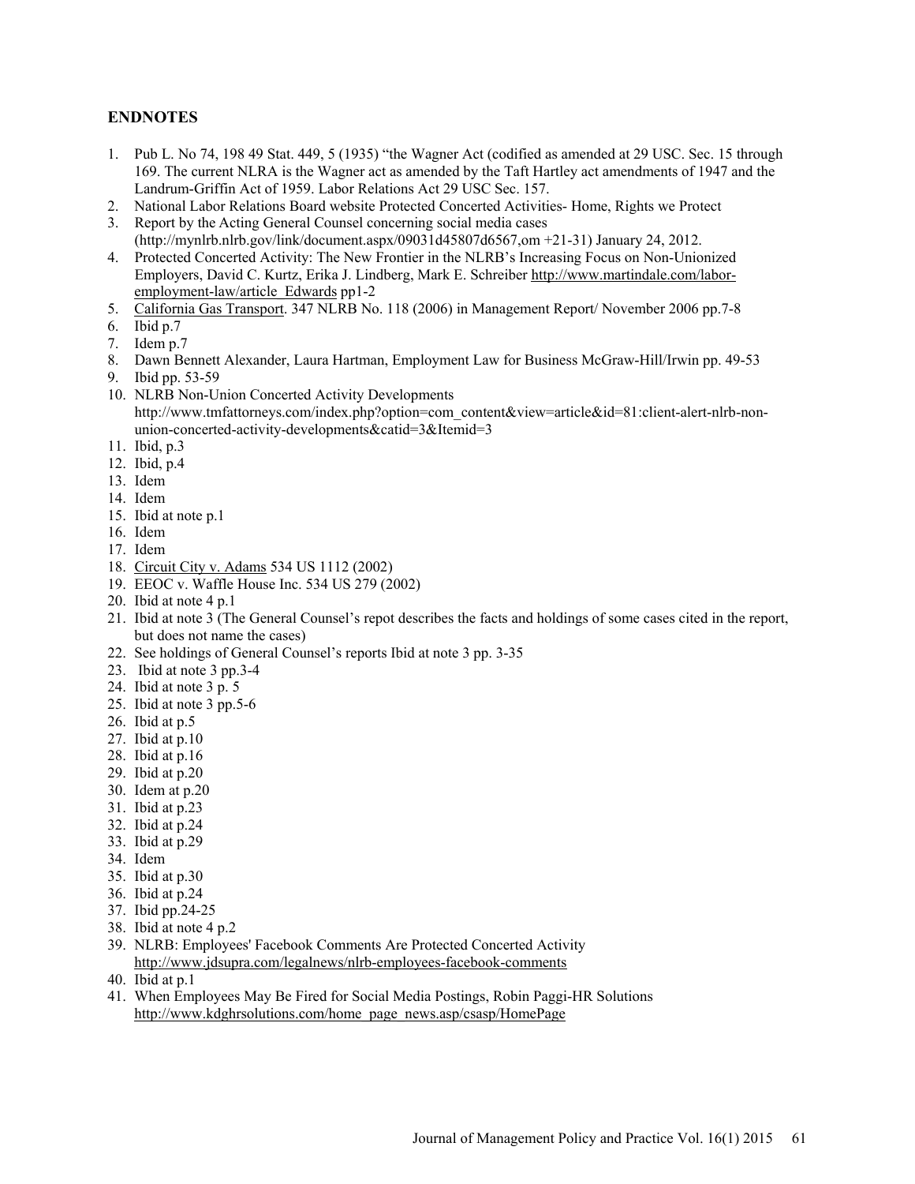## ENDNOTES

1. Pub L. No 74, 198 49 Stat. 449, 5 (1935) "the Wagner Act (codified as amended at 29 USC. Sec. 15 through 169. The current NLRA is the Wagner act as amended by the Taft Hartley act amendments of 1947 and the Landrum-Griffin Act of 1959. Labor Relations Act 29 USC Sec. 157.
2. National Labor Relations Board website Protected Concerted Activities- Home, Rights we Protect
3. Report by the Acting General Counsel concerning social media cases (http://mynlrb.nlrb.gov/link/document.aspx/09031d45807d6567,om +21-31) January 24, 2012.
4. Protected Concerted Activity: The New Frontier in the NLRB's Increasing Focus on Non-Unionized Employers, David C. Kurtz, Erika J. Lindberg, Mark E. Schreiber http://www.martindale.com/labor-employment-law/article_Edwards pp1-2
5. California Gas Transport. 347 NLRB No. 118 (2006) in Management Report/ November 2006 pp.7-8
6. Ibid p.7
7. Idem p.7
8. Dawn Bennett Alexander, Laura Hartman, Employment Law for Business McGraw-Hill/Irwin pp. 49-53
9. Ibid pp. 53-59
10. NLRB Non-Union Concerted Activity Developments http://www.tmfattorneys.com/index.php?option=com_content&view=article&id=81:client-alert-nlrb-non-union-concerted-activity-developments&catid=3&Itemid=3
11. Ibid, p.3
12. Ibid, p.4
13. Idem
14. Idem
15. Ibid at note p.1
16. Idem
17. Idem
18. Circuit City v. Adams 534 US 1112 (2002)
19. EEOC v. Waffle House Inc. 534 US 279 (2002)
20. Ibid at note 4 p.1
21. Ibid at note 3 (The General Counsel's repot describes the facts and holdings of some cases cited in the report, but does not name the cases)
22. See holdings of General Counsel's reports Ibid at note 3 pp. 3-35
23. Ibid at note 3 pp.3-4
24. Ibid at note 3 p. 5
25. Ibid at note 3 pp.5-6
26. Ibid at p.5
27. Ibid at p.10
28. Ibid at p.16
29. Ibid at p.20
30. Idem at p.20
31. Ibid at p.23
32. Ibid at p.24
33. Ibid at p.29
34. Idem
35. Ibid at p.30
36. Ibid at p.24
37. Ibid pp.24-25
38. Ibid at note 4 p.2
39. NLRB: Employees' Facebook Comments Are Protected Concerted Activity http://www.jdsupra.com/legalnews/nlrb-employees-facebook-comments
40. Ibid at p.1
41. When Employees May Be Fired for Social Media Postings, Robin Paggi-HR Solutions http://www.kdghrsolutions.com/home_page_news.asp/csasp/HomePage